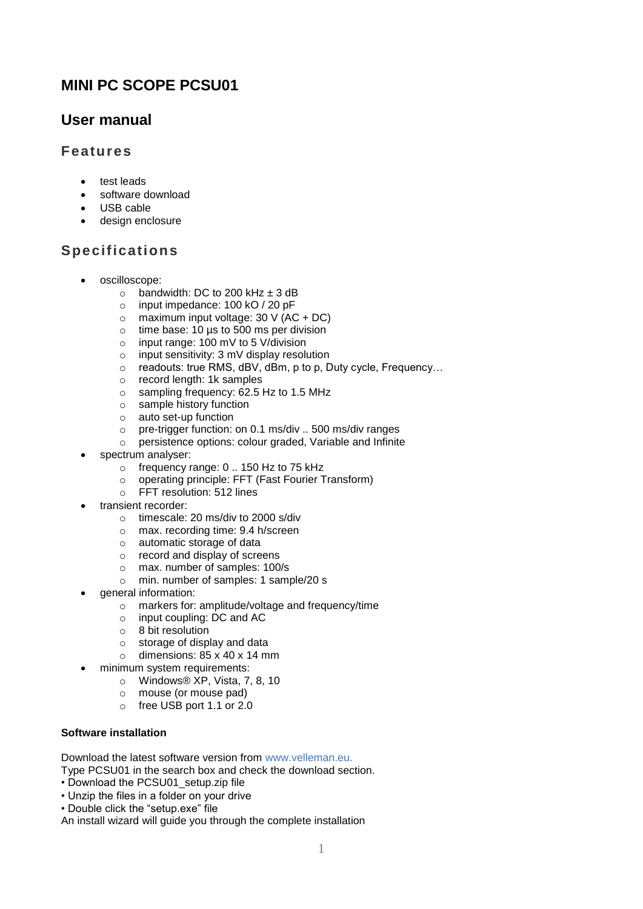# MINI PC SCOPE PCSU01

## User manual

### Features

- test leads
- software download
- USB cable
- design enclosure

### Specifications

- oscilloscope:
  - bandwidth: DC to 200 kHz ± 3 dB
  - input impedance: 100 kO / 20 pF
  - maximum input voltage: 30 V (AC + DC)
  - time base: 10 µs to 500 ms per division
  - input range: 100 mV to 5 V/division
  - input sensitivity: 3 mV display resolution
  - readouts: true RMS, dBV, dBm, p to p, Duty cycle, Frequency…
  - record length: 1k samples
  - sampling frequency: 62.5 Hz to 1.5 MHz
  - sample history function
  - auto set-up function
  - pre-trigger function: on 0.1 ms/div .. 500 ms/div ranges
  - persistence options: colour graded, Variable and Infinite
- spectrum analyser:
  - frequency range: 0 .. 150 Hz to 75 kHz
  - operating principle: FFT (Fast Fourier Transform)
  - FFT resolution: 512 lines
- transient recorder:
  - timescale: 20 ms/div to 2000 s/div
  - max. recording time: 9.4 h/screen
  - automatic storage of data
  - record and display of screens
  - max. number of samples: 100/s
  - min. number of samples: 1 sample/20 s
- general information:
  - markers for: amplitude/voltage and frequency/time
  - input coupling: DC and AC
  - 8 bit resolution
  - storage of display and data
  - dimensions: 85 x 40 x 14 mm
- minimum system requirements:
  - Windows® XP, Vista, 7, 8, 10
  - mouse (or mouse pad)
  - free USB port 1.1 or 2.0

**Software installation**

Download the latest software version from www.velleman.eu.
Type PCSU01 in the search box and check the download section.
• Download the PCSU01_setup.zip file
• Unzip the files in a folder on your drive
• Double click the "setup.exe" file
An install wizard will guide you through the complete installation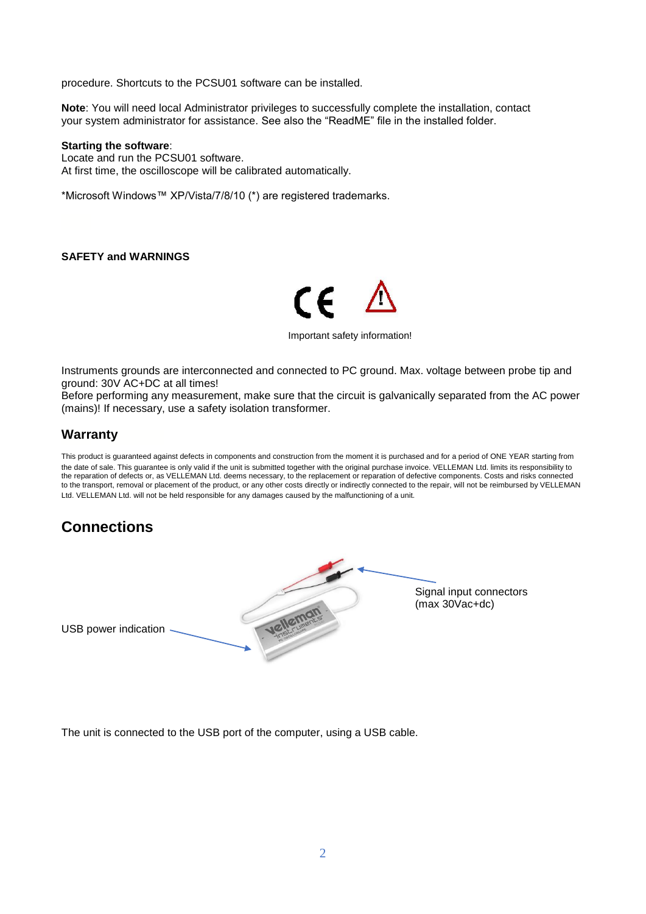procedure. Shortcuts to the PCSU01 software can be installed.

**Note**: You will need local Administrator privileges to successfully complete the installation, contact your system administrator for assistance. See also the "ReadME" file in the installed folder.

**Starting the software**:
Locate and run the PCSU01 software.
At first time, the oscilloscope will be calibrated automatically.

*Microsoft Windows™ XP/Vista/7/8/10 (*) are registered trademarks.

**SAFETY and WARNINGS**

Important safety information!

Instruments grounds are interconnected and connected to PC ground. Max. voltage between probe tip and ground: 30V AC+DC at all times!
Before performing any measurement, make sure that the circuit is galvanically separated from the AC power (mains)! If necessary, use a safety isolation transformer.

## Warranty

This product is guaranteed against defects in components and construction from the moment it is purchased and for a period of ONE YEAR starting from the date of sale. This guarantee is only valid if the unit is submitted together with the original purchase invoice. VELLEMAN Ltd. limits its responsibility to the reparation of defects or, as VELLEMAN Ltd. deems necessary, to the replacement or reparation of defective components. Costs and risks connected to the transport, removal or placement of the product, or any other costs directly or indirectly connected to the repair, will not be reimbursed by VELLEMAN Ltd. VELLEMAN Ltd. will not be held responsible for any damages caused by the malfunctioning of a unit.

# Connections

Signal input connectors (max 30Vac+dc)

USB power indication

The unit is connected to the USB port of the computer, using a USB cable.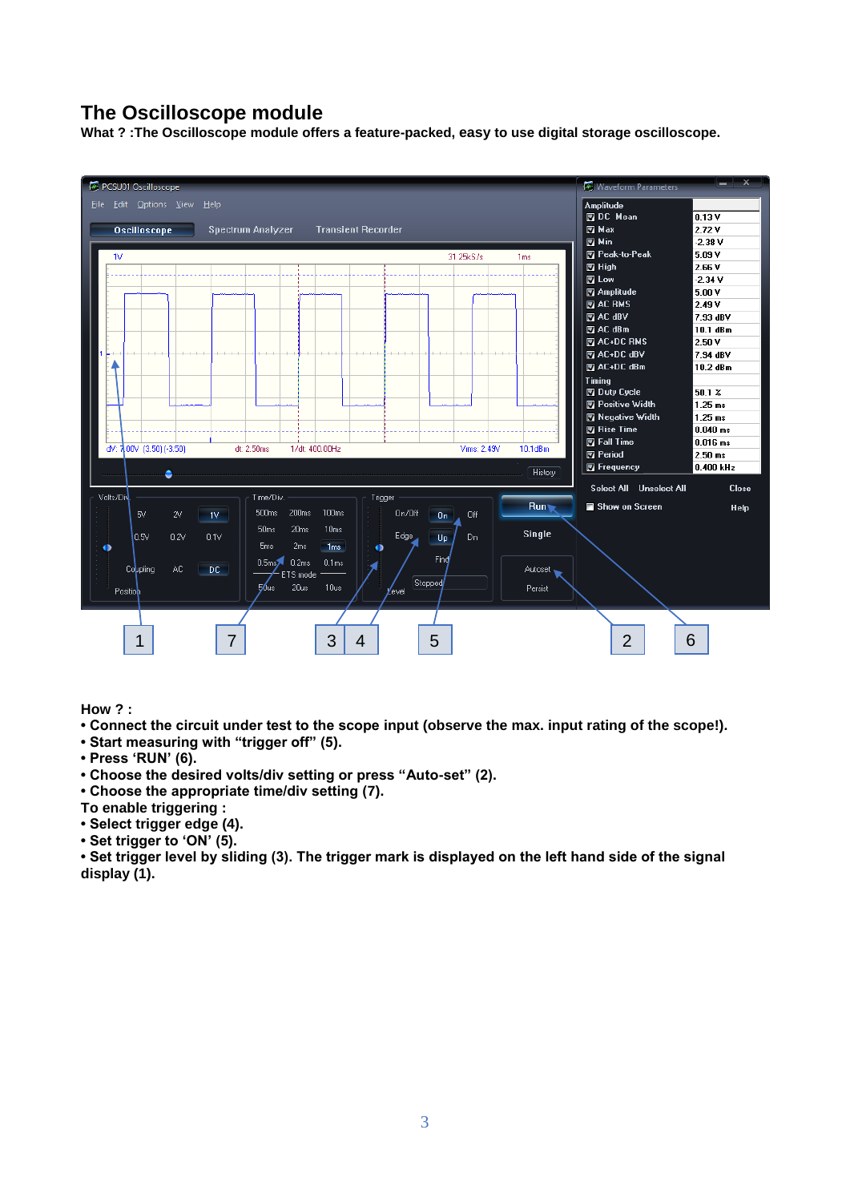# The Oscilloscope module

**What ? :The Oscilloscope module offers a feature-packed, easy to use digital storage oscilloscope.**

**How ? :**

- **Connect the circuit under test to the scope input (observe the max. input rating of the scope!).**
- **Start measuring with “trigger off” (5).**
- **Press ‘RUN’ (6).**
- **Choose the desired volts/div setting or press “Auto-set” (2).**
- **Choose the appropriate time/div setting (7).**

**To enable triggering :**

- **Select trigger edge (4).**
- **Set trigger to ‘ON’ (5).**
- **Set trigger level by sliding (3). The trigger mark is displayed on the left hand side of the signal display (1).**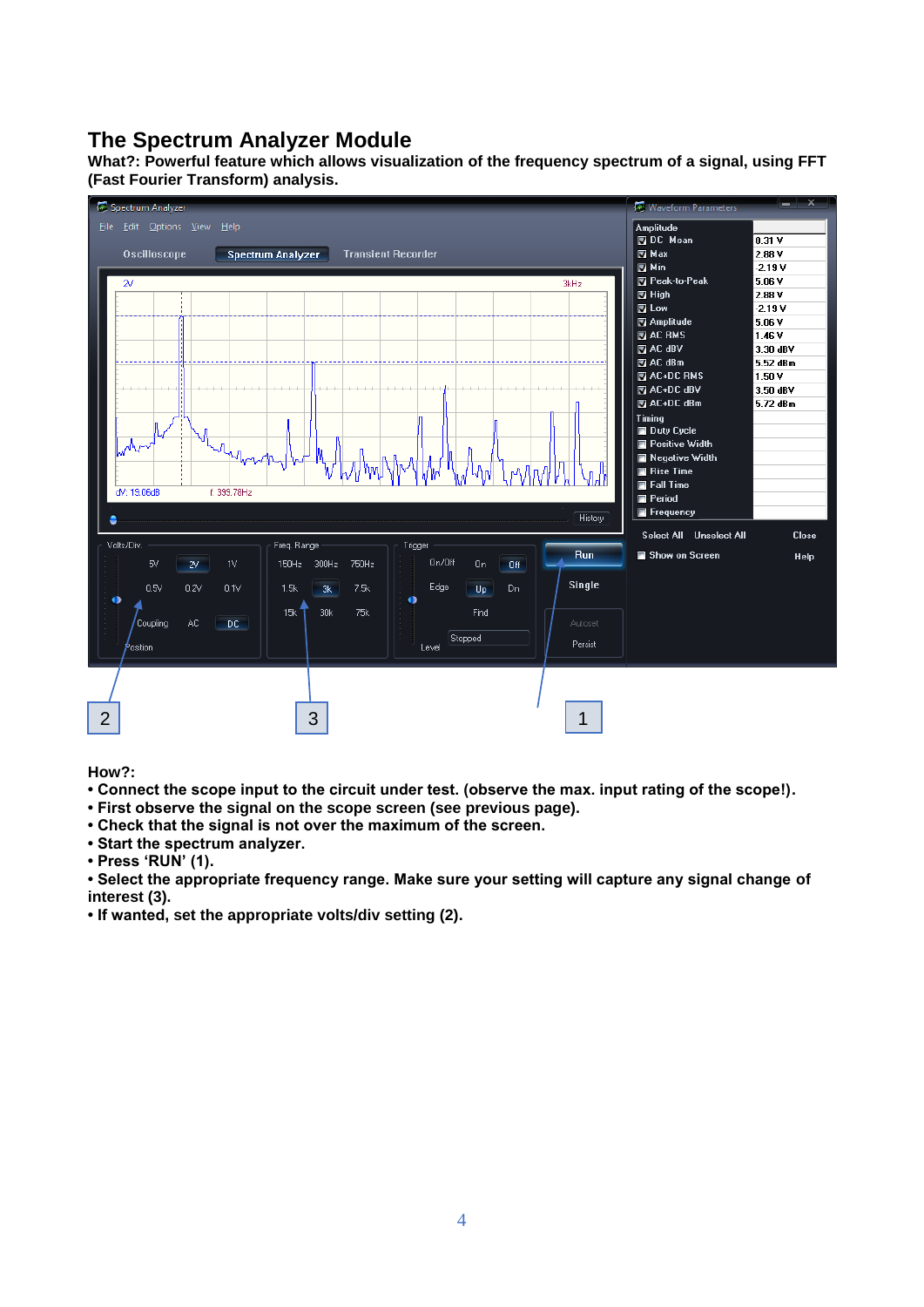# The Spectrum Analyzer Module

**What?: Powerful feature which allows visualization of the frequency spectrum of a signal, using FFT (Fast Fourier Transform) analysis.**

2

3

1

**How?:**

- **Connect the scope input to the circuit under test. (observe the max. input rating of the scope!).**
- **First observe the signal on the scope screen (see previous page).**
- **Check that the signal is not over the maximum of the screen.**
- **Start the spectrum analyzer.**
- **Press 'RUN' (1).**
- **Select the appropriate frequency range. Make sure your setting will capture any signal change of interest (3).**
- **If wanted, set the appropriate volts/div setting (2).**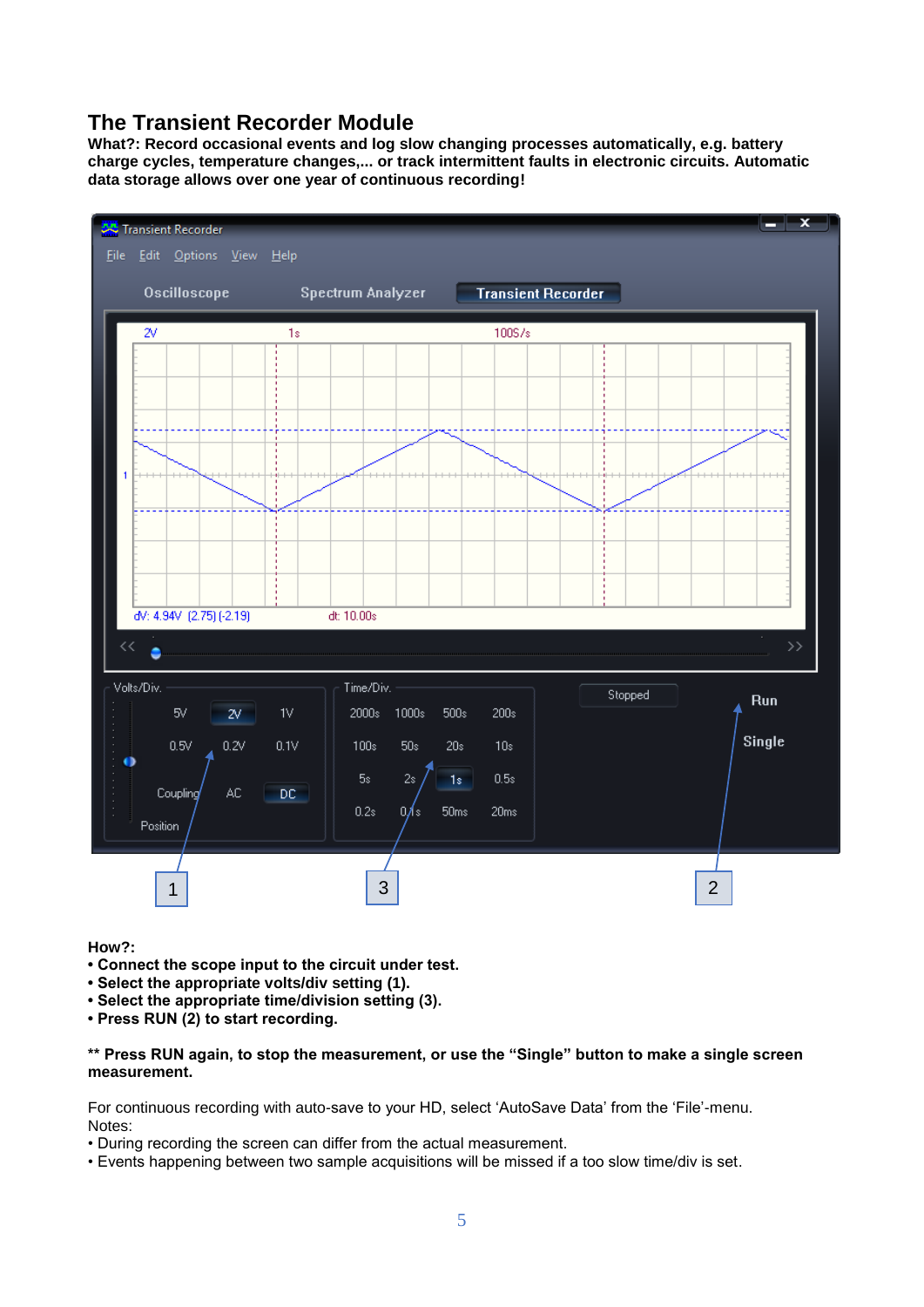## The Transient Recorder Module

**What?: Record occasional events and log slow changing processes automatically, e.g. battery charge cycles, temperature changes,... or track intermittent faults in electronic circuits. Automatic data storage allows over one year of continuous recording!**

**How?:**

- **Connect the scope input to the circuit under test.**
- **Select the appropriate volts/div setting (1).**
- **Select the appropriate time/division setting (3).**
- **Press RUN (2) to start recording.**

**\*\* Press RUN again, to stop the measurement, or use the "Single" button to make a single screen measurement.**

For continuous recording with auto-save to your HD, select 'AutoSave Data' from the 'File'-menu.

Notes:

- During recording the screen can differ from the actual measurement.
- Events happening between two sample acquisitions will be missed if a too slow time/div is set.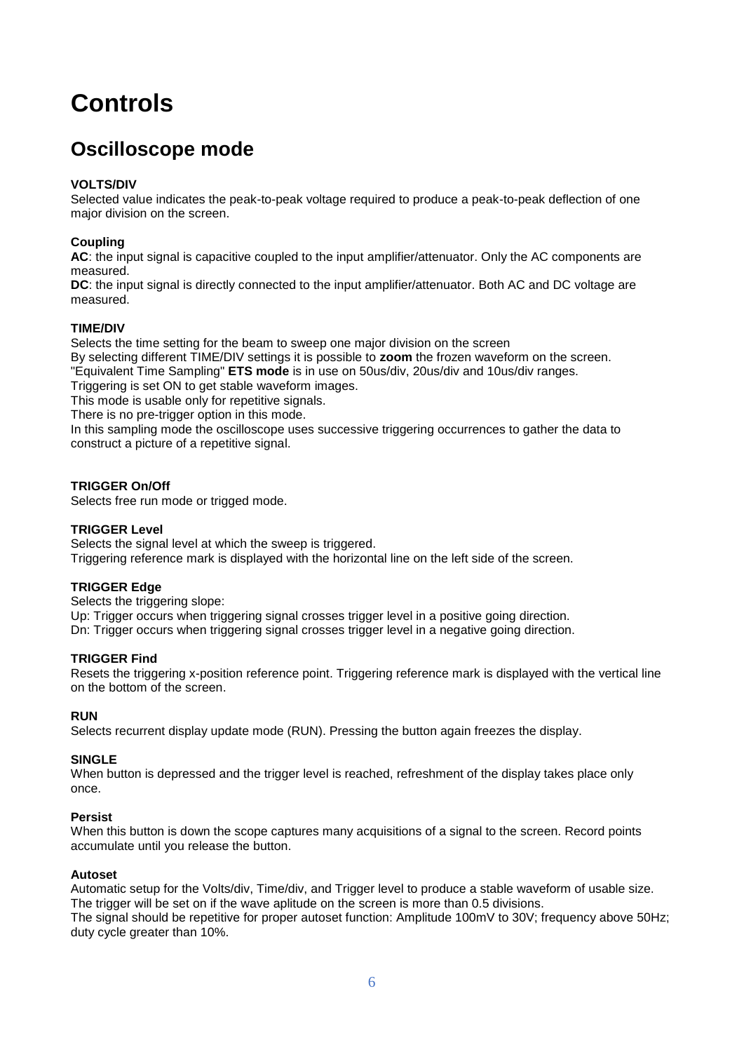# Controls

## Oscilloscope mode

**VOLTS/DIV**

Selected value indicates the peak-to-peak voltage required to produce a peak-to-peak deflection of one major division on the screen.

**Coupling**

**AC**: the input signal is capacitive coupled to the input amplifier/attenuator. Only the AC components are measured.

**DC**: the input signal is directly connected to the input amplifier/attenuator. Both AC and DC voltage are measured.

**TIME/DIV**

Selects the time setting for the beam to sweep one major division on the screen

By selecting different TIME/DIV settings it is possible to **zoom** the frozen waveform on the screen.

"Equivalent Time Sampling" **ETS mode** is in use on 50us/div, 20us/div and 10us/div ranges.

Triggering is set ON to get stable waveform images.

This mode is usable only for repetitive signals.

There is no pre-trigger option in this mode.

In this sampling mode the oscilloscope uses successive triggering occurrences to gather the data to construct a picture of a repetitive signal.

**TRIGGER On/Off**

Selects free run mode or trigged mode.

**TRIGGER Level**

Selects the signal level at which the sweep is triggered.

Triggering reference mark is displayed with the horizontal line on the left side of the screen.

**TRIGGER Edge**

Selects the triggering slope:

Up: Trigger occurs when triggering signal crosses trigger level in a positive going direction.

Dn: Trigger occurs when triggering signal crosses trigger level in a negative going direction.

**TRIGGER Find**

Resets the triggering x-position reference point. Triggering reference mark is displayed with the vertical line on the bottom of the screen.

**RUN**

Selects recurrent display update mode (RUN). Pressing the button again freezes the display.

**SINGLE**

When button is depressed and the trigger level is reached, refreshment of the display takes place only once.

**Persist**

When this button is down the scope captures many acquisitions of a signal to the screen. Record points accumulate until you release the button.

**Autoset**

Automatic setup for the Volts/div, Time/div, and Trigger level to produce a stable waveform of usable size.

The trigger will be set on if the wave aplitude on the screen is more than 0.5 divisions.

The signal should be repetitive for proper autoset function: Amplitude 100mV to 30V; frequency above 50Hz; duty cycle greater than 10%.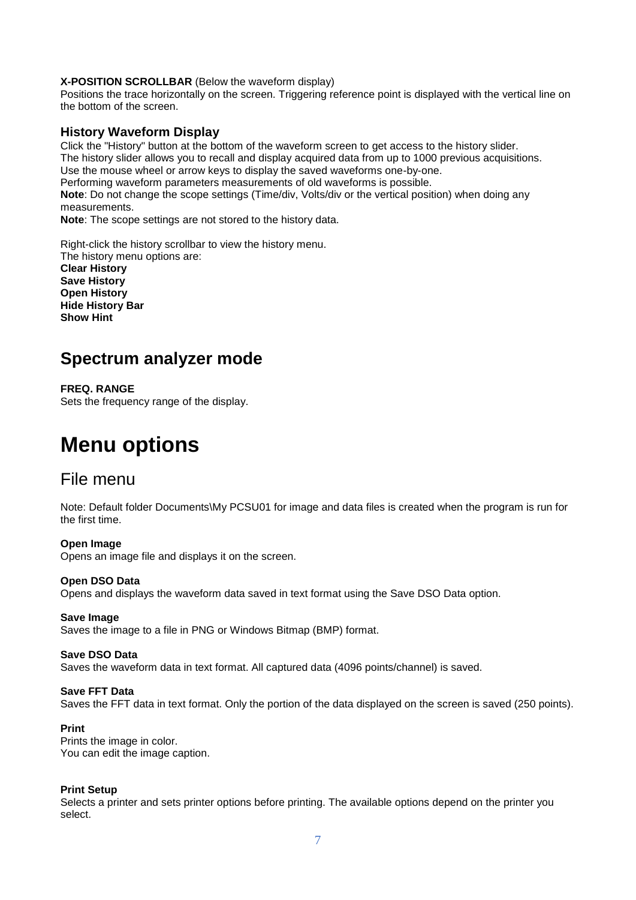**X-POSITION SCROLLBAR** (Below the waveform display)
Positions the trace horizontally on the screen. Triggering reference point is displayed with the vertical line on the bottom of the screen.

### History Waveform Display

Click the "History" button at the bottom of the waveform screen to get access to the history slider.
The history slider allows you to recall and display acquired data from up to 1000 previous acquisitions.
Use the mouse wheel or arrow keys to display the saved waveforms one-by-one.
Performing waveform parameters measurements of old waveforms is possible.
**Note**: Do not change the scope settings (Time/div, Volts/div or the vertical position) when doing any measurements.
**Note**: The scope settings are not stored to the history data.

Right-click the history scrollbar to view the history menu.
The history menu options are:
**Clear History**
**Save History**
**Open History**
**Hide History Bar**
**Show Hint**

## Spectrum analyzer mode

**FREQ. RANGE**
Sets the frequency range of the display.

# Menu options

## File menu

Note: Default folder Documents\My PCSU01 for image and data files is created when the program is run for the first time.

**Open Image**
Opens an image file and displays it on the screen.

**Open DSO Data**
Opens and displays the waveform data saved in text format using the Save DSO Data option.

**Save Image**
Saves the image to a file in PNG or Windows Bitmap (BMP) format.

**Save DSO Data**
Saves the waveform data in text format. All captured data (4096 points/channel) is saved.

**Save FFT Data**
Saves the FFT data in text format. Only the portion of the data displayed on the screen is saved (250 points).

**Print**
Prints the image in color.
You can edit the image caption.

**Print Setup**
Selects a printer and sets printer options before printing. The available options depend on the printer you select.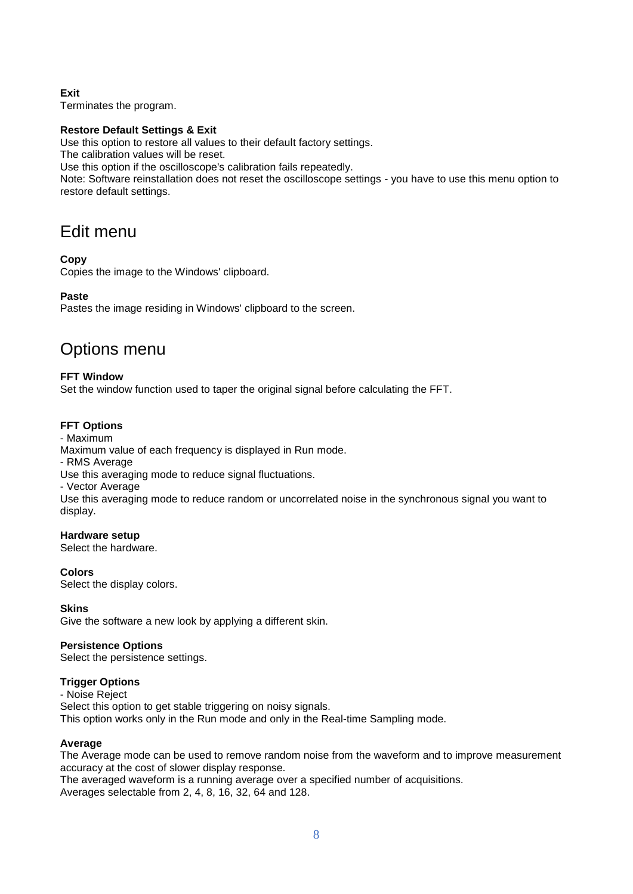**Exit**
Terminates the program.

**Restore Default Settings & Exit**
Use this option to restore all values to their default factory settings.
The calibration values will be reset.
Use this option if the oscilloscope's calibration fails repeatedly.
Note: Software reinstallation does not reset the oscilloscope settings - you have to use this menu option to restore default settings.

## Edit menu

**Copy**
Copies the image to the Windows' clipboard.

**Paste**
Pastes the image residing in Windows' clipboard to the screen.

## Options menu

**FFT Window**
Set the window function used to taper the original signal before calculating the FFT.

**FFT Options**
- Maximum
Maximum value of each frequency is displayed in Run mode.
- RMS Average
Use this averaging mode to reduce signal fluctuations.
- Vector Average
Use this averaging mode to reduce random or uncorrelated noise in the synchronous signal you want to display.

**Hardware setup**
Select the hardware.

**Colors**
Select the display colors.

**Skins**
Give the software a new look by applying a different skin.

**Persistence Options**
Select the persistence settings.

**Trigger Options**
- Noise Reject
Select this option to get stable triggering on noisy signals.
This option works only in the Run mode and only in the Real-time Sampling mode.

**Average**
The Average mode can be used to remove random noise from the waveform and to improve measurement accuracy at the cost of slower display response.
The averaged waveform is a running average over a specified number of acquisitions.
Averages selectable from 2, 4, 8, 16, 32, 64 and 128.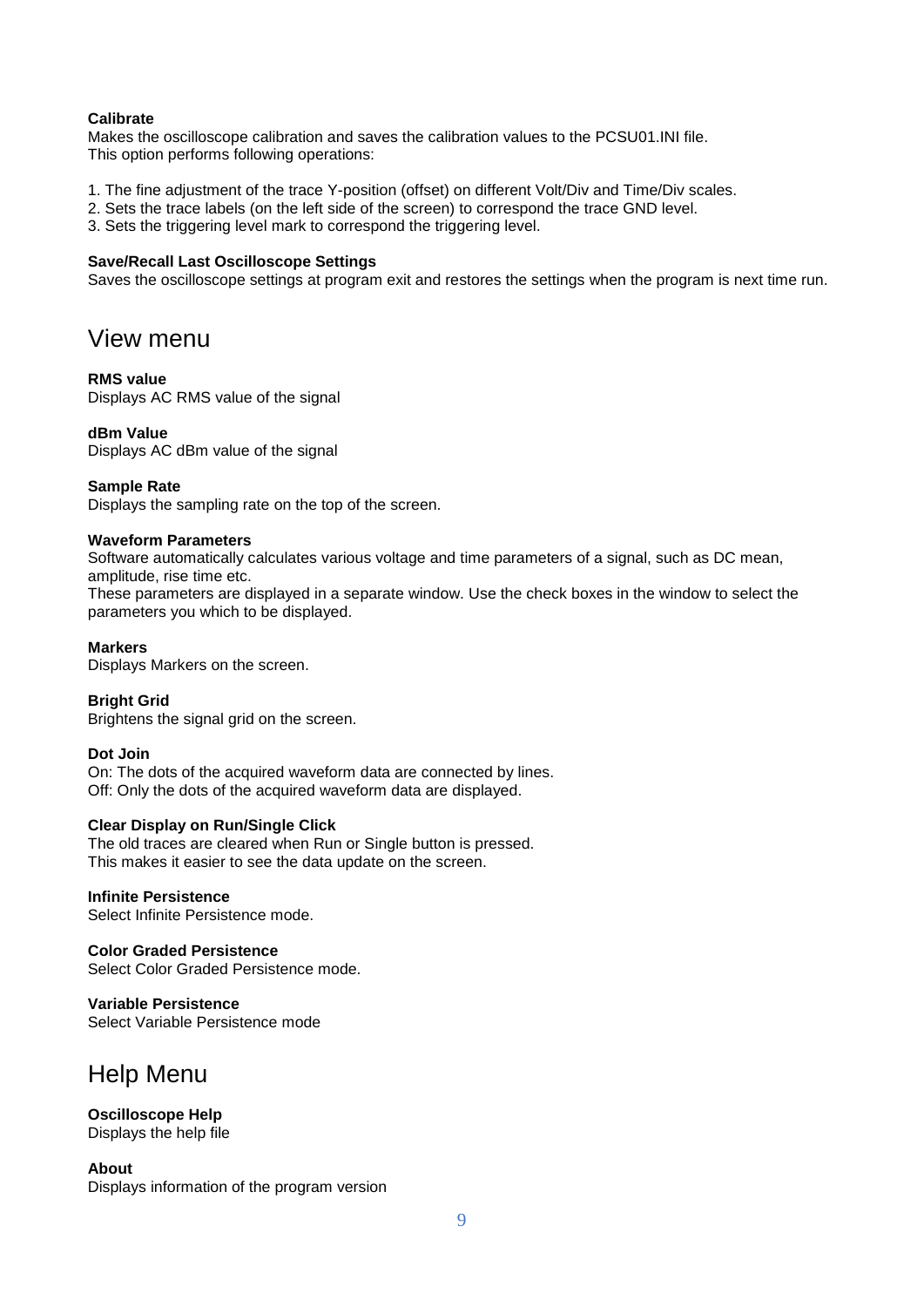**Calibrate**

Makes the oscilloscope calibration and saves the calibration values to the PCSU01.INI file.
This option performs following operations:

1. The fine adjustment of the trace Y-position (offset) on different Volt/Div and Time/Div scales.
2. Sets the trace labels (on the left side of the screen) to correspond the trace GND level.
3. Sets the triggering level mark to correspond the triggering level.

**Save/Recall Last Oscilloscope Settings**

Saves the oscilloscope settings at program exit and restores the settings when the program is next time run.

# View menu

**RMS value**

Displays AC RMS value of the signal

**dBm Value**

Displays AC dBm value of the signal

**Sample Rate**

Displays the sampling rate on the top of the screen.

**Waveform Parameters**

Software automatically calculates various voltage and time parameters of a signal, such as DC mean, amplitude, rise time etc.
These parameters are displayed in a separate window. Use the check boxes in the window to select the parameters you which to be displayed.

**Markers**

Displays Markers on the screen.

**Bright Grid**

Brightens the signal grid on the screen.

**Dot Join**

On: The dots of the acquired waveform data are connected by lines.
Off: Only the dots of the acquired waveform data are displayed.

**Clear Display on Run/Single Click**

The old traces are cleared when Run or Single button is pressed.
This makes it easier to see the data update on the screen.

**Infinite Persistence**

Select Infinite Persistence mode.

**Color Graded Persistence**

Select Color Graded Persistence mode.

**Variable Persistence**

Select Variable Persistence mode

# Help Menu

**Oscilloscope Help**

Displays the help file

**About**

Displays information of the program version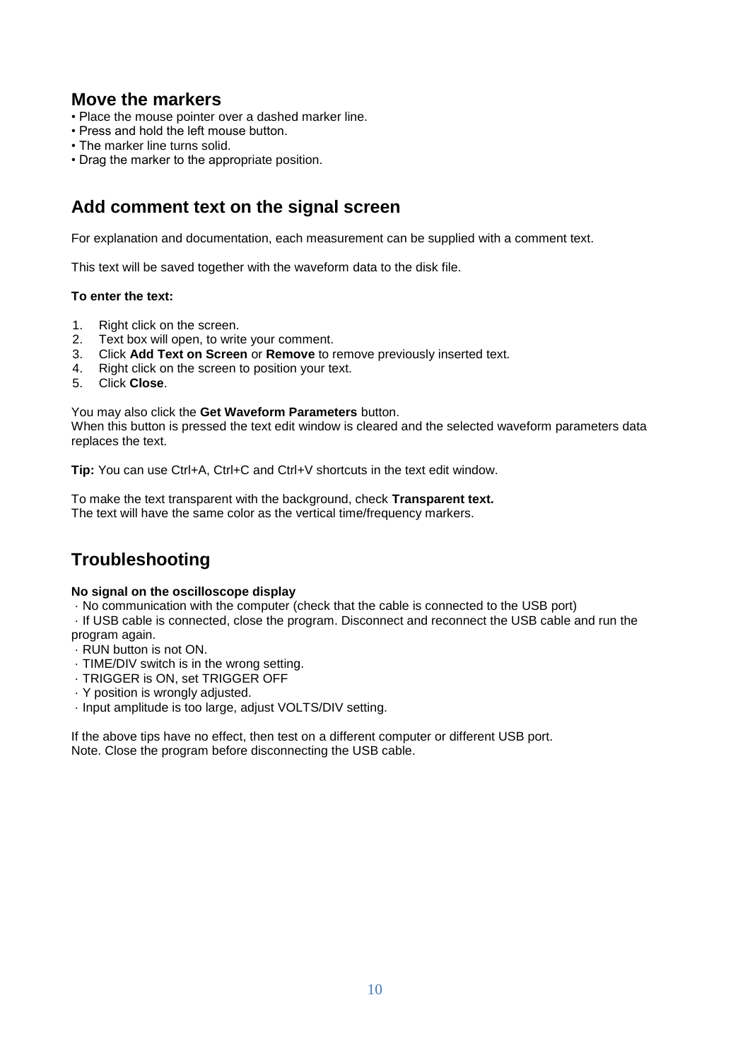## Move the markers

- Place the mouse pointer over a dashed marker line.
- Press and hold the left mouse button.
- The marker line turns solid.
- Drag the marker to the appropriate position.

## Add comment text on the signal screen

For explanation and documentation, each measurement can be supplied with a comment text.

This text will be saved together with the waveform data to the disk file.

**To enter the text:**

1. Right click on the screen.
2. Text box will open, to write your comment.
3. Click **Add Text on Screen** or **Remove** to remove previously inserted text.
4. Right click on the screen to position your text.
5. Click **Close**.

You may also click the **Get Waveform Parameters** button.
When this button is pressed the text edit window is cleared and the selected waveform parameters data replaces the text.

**Tip:** You can use Ctrl+A, Ctrl+C and Ctrl+V shortcuts in the text edit window.

To make the text transparent with the background, check **Transparent text.**
The text will have the same color as the vertical time/frequency markers.

## Troubleshooting

**No signal on the oscilloscope display**

· No communication with the computer (check that the cable is connected to the USB port)
· If USB cable is connected, close the program. Disconnect and reconnect the USB cable and run the program again.
· RUN button is not ON.
· TIME/DIV switch is in the wrong setting.
· TRIGGER is ON, set TRIGGER OFF
· Y position is wrongly adjusted.
· Input amplitude is too large, adjust VOLTS/DIV setting.

If the above tips have no effect, then test on a different computer or different USB port.
Note. Close the program before disconnecting the USB cable.